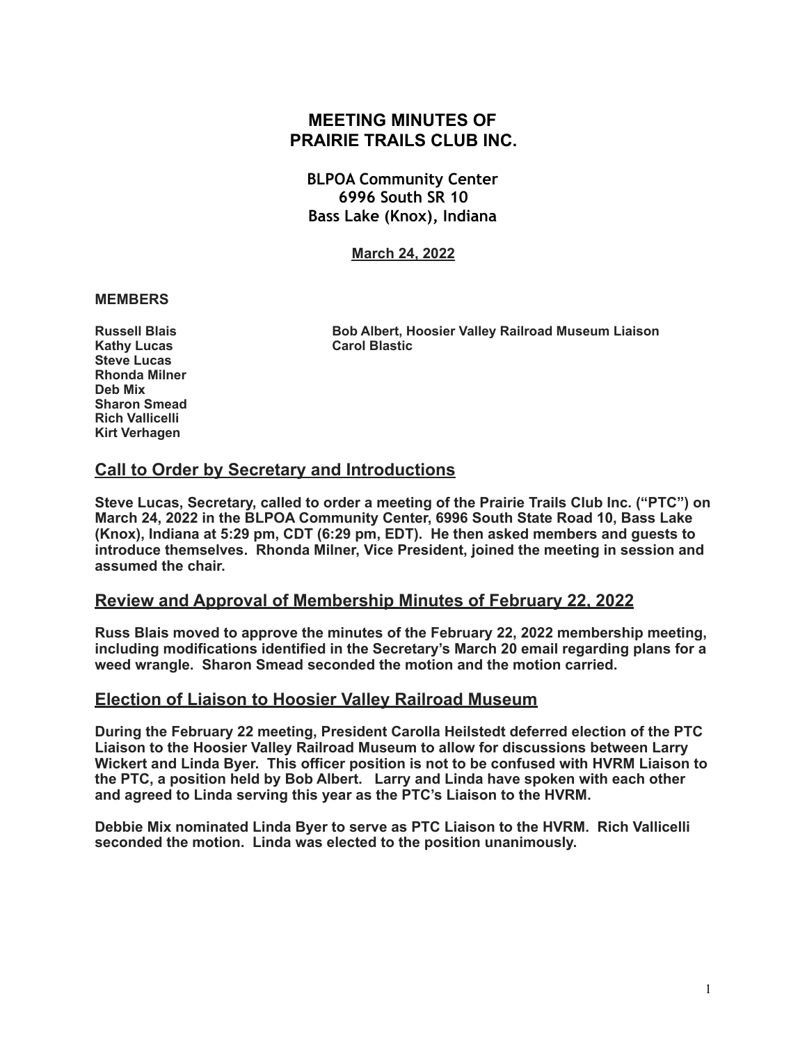# MEETING MINUTES OF PRAIRIE TRAILS CLUB INC.

**BLPOA Community Center**
**6996 South SR 10**
**Bass Lake (Knox), Indiana**

**March 24, 2022**

**MEMBERS**

**Russell Blais**
**Kathy Lucas**
**Steve Lucas**
**Rhonda Milner**
**Deb Mix**
**Sharon Smead**
**Rich Vallicelli**
**Kirt Verhagen**
**Bob Albert, Hoosier Valley Railroad Museum Liaison**
**Carol Blastic**

## Call to Order by Secretary and Introductions

**Steve Lucas, Secretary, called to order a meeting of the Prairie Trails Club Inc. ("PTC") on March 24, 2022 in the BLPOA Community Center, 6996 South State Road 10, Bass Lake (Knox), Indiana at 5:29 pm, CDT (6:29 pm, EDT). He then asked members and guests to introduce themselves. Rhonda Milner, Vice President, joined the meeting in session and assumed the chair.**

## Review and Approval of Membership Minutes of February 22, 2022

**Russ Blais moved to approve the minutes of the February 22, 2022 membership meeting, including modifications identified in the Secretary's March 20 email regarding plans for a weed wrangle. Sharon Smead seconded the motion and the motion carried.**

## Election of Liaison to Hoosier Valley Railroad Museum

**During the February 22 meeting, President Carolla Heilstedt deferred election of the PTC Liaison to the Hoosier Valley Railroad Museum to allow for discussions between Larry Wickert and Linda Byer. This officer position is not to be confused with HVRM Liaison to the PTC, a position held by Bob Albert. Larry and Linda have spoken with each other and agreed to Linda serving this year as the PTC's Liaison to the HVRM.**

**Debbie Mix nominated Linda Byer to serve as PTC Liaison to the HVRM. Rich Vallicelli seconded the motion. Linda was elected to the position unanimously.**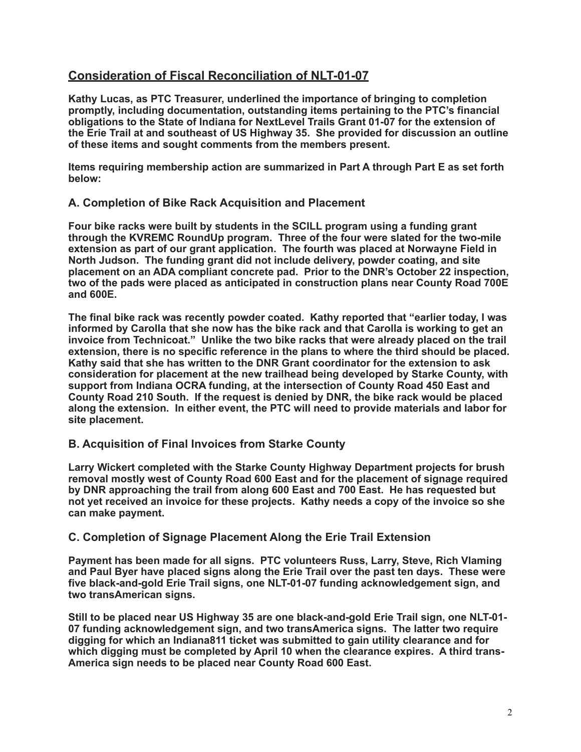## Consideration of Fiscal Reconciliation of NLT-01-07

**Kathy Lucas, as PTC Treasurer, underlined the importance of bringing to completion promptly, including documentation, outstanding items pertaining to the PTC's financial obligations to the State of Indiana for NextLevel Trails Grant 01-07 for the extension of the Erie Trail at and southeast of US Highway 35. She provided for discussion an outline of these items and sought comments from the members present.**

**Items requiring membership action are summarized in Part A through Part E as set forth below:**

### A. Completion of Bike Rack Acquisition and Placement

**Four bike racks were built by students in the SCILL program using a funding grant through the KVREMC RoundUp program. Three of the four were slated for the two-mile extension as part of our grant application. The fourth was placed at Norwayne Field in North Judson. The funding grant did not include delivery, powder coating, and site placement on an ADA compliant concrete pad. Prior to the DNR's October 22 inspection, two of the pads were placed as anticipated in construction plans near County Road 700E and 600E.**

**The final bike rack was recently powder coated. Kathy reported that "earlier today, I was informed by Carolla that she now has the bike rack and that Carolla is working to get an invoice from Technicoat." Unlike the two bike racks that were already placed on the trail extension, there is no specific reference in the plans to where the third should be placed. Kathy said that she has written to the DNR Grant coordinator for the extension to ask consideration for placement at the new trailhead being developed by Starke County, with support from Indiana OCRA funding, at the intersection of County Road 450 East and County Road 210 South. If the request is denied by DNR, the bike rack would be placed along the extension. In either event, the PTC will need to provide materials and labor for site placement.**

### B. Acquisition of Final Invoices from Starke County

**Larry Wickert completed with the Starke County Highway Department projects for brush removal mostly west of County Road 600 East and for the placement of signage required by DNR approaching the trail from along 600 East and 700 East. He has requested but not yet received an invoice for these projects. Kathy needs a copy of the invoice so she can make payment.**

### C. Completion of Signage Placement Along the Erie Trail Extension

**Payment has been made for all signs. PTC volunteers Russ, Larry, Steve, Rich Vlaming and Paul Byer have placed signs along the Erie Trail over the past ten days. These were five black-and-gold Erie Trail signs, one NLT-01-07 funding acknowledgement sign, and two transAmerican signs.**

**Still to be placed near US Highway 35 are one black-and-gold Erie Trail sign, one NLT-01-07 funding acknowledgement sign, and two transAmerica signs. The latter two require digging for which an Indiana811 ticket was submitted to gain utility clearance and for which digging must be completed by April 10 when the clearance expires. A third trans-America sign needs to be placed near County Road 600 East.**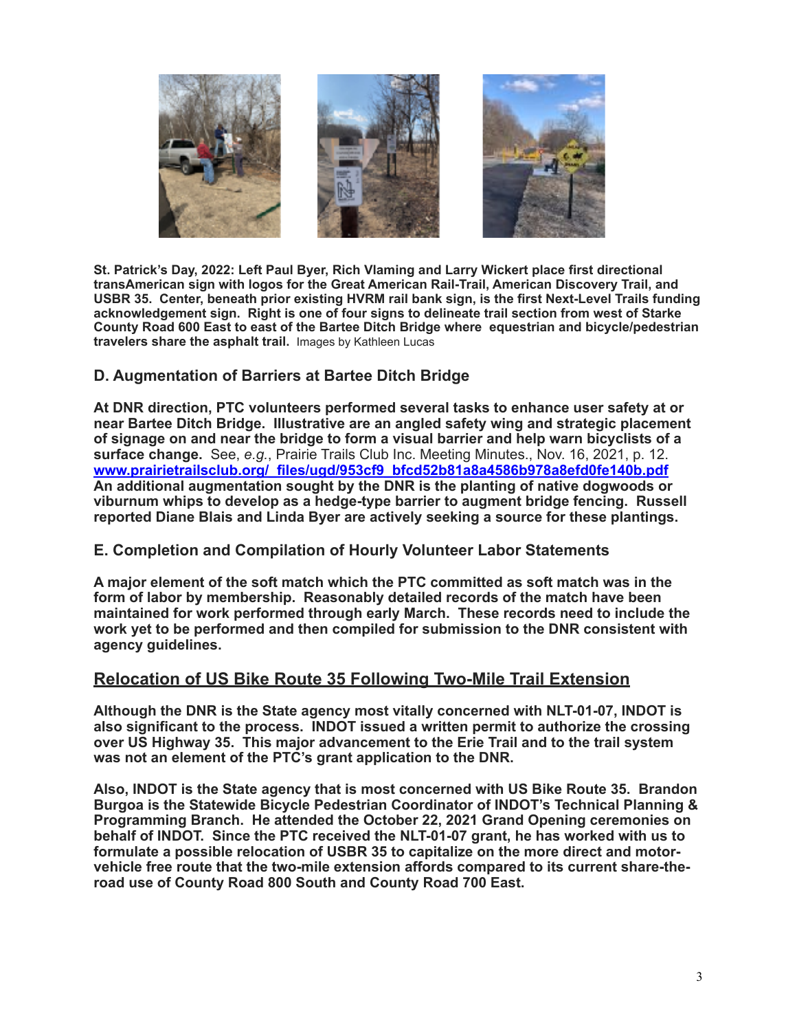**St. Patrick's Day, 2022: Left Paul Byer, Rich Vlaming and Larry Wickert place first directional transAmerican sign with logos for the Great American Rail-Trail, American Discovery Trail, and USBR 35. Center, beneath prior existing HVRM rail bank sign, is the first Next-Level Trails funding acknowledgement sign. Right is one of four signs to delineate trail section from west of Starke County Road 600 East to east of the Bartee Ditch Bridge where equestrian and bicycle/pedestrian travelers share the asphalt trail.** Images by Kathleen Lucas

### D. Augmentation of Barriers at Bartee Ditch Bridge

**At DNR direction, PTC volunteers performed several tasks to enhance user safety at or near Bartee Ditch Bridge. Illustrative are an angled safety wing and strategic placement of signage on and near the bridge to form a visual barrier and help warn bicyclists of a surface change.** See, *e.g.*, Prairie Trails Club Inc. Meeting Minutes., Nov. 16, 2021, p. 12. [www.prairietrailsclub.org/_files/ugd/953cf9_bfcd52b81a8a4586b978a8efd0fe140b.pdf](www.prairietrailsclub.org/_files/ugd/953cf9_bfcd52b81a8a4586b978a8efd0fe140b.pdf) **An additional augmentation sought by the DNR is the planting of native dogwoods or viburnum whips to develop as a hedge-type barrier to augment bridge fencing. Russell reported Diane Blais and Linda Byer are actively seeking a source for these plantings.**

### E. Completion and Compilation of Hourly Volunteer Labor Statements

**A major element of the soft match which the PTC committed as soft match was in the form of labor by membership. Reasonably detailed records of the match have been maintained for work performed through early March. These records need to include the work yet to be performed and then compiled for submission to the DNR consistent with agency guidelines.**

## Relocation of US Bike Route 35 Following Two-Mile Trail Extension

**Although the DNR is the State agency most vitally concerned with NLT-01-07, INDOT is also significant to the process. INDOT issued a written permit to authorize the crossing over US Highway 35. This major advancement to the Erie Trail and to the trail system was not an element of the PTC's grant application to the DNR.**

**Also, INDOT is the State agency that is most concerned with US Bike Route 35. Brandon Burgoa is the Statewide Bicycle Pedestrian Coordinator of INDOT's Technical Planning & Programming Branch. He attended the October 22, 2021 Grand Opening ceremonies on behalf of INDOT. Since the PTC received the NLT-01-07 grant, he has worked with us to formulate a possible relocation of USBR 35 to capitalize on the more direct and motor-vehicle free route that the two-mile extension affords compared to its current share-the-road use of County Road 800 South and County Road 700 East.**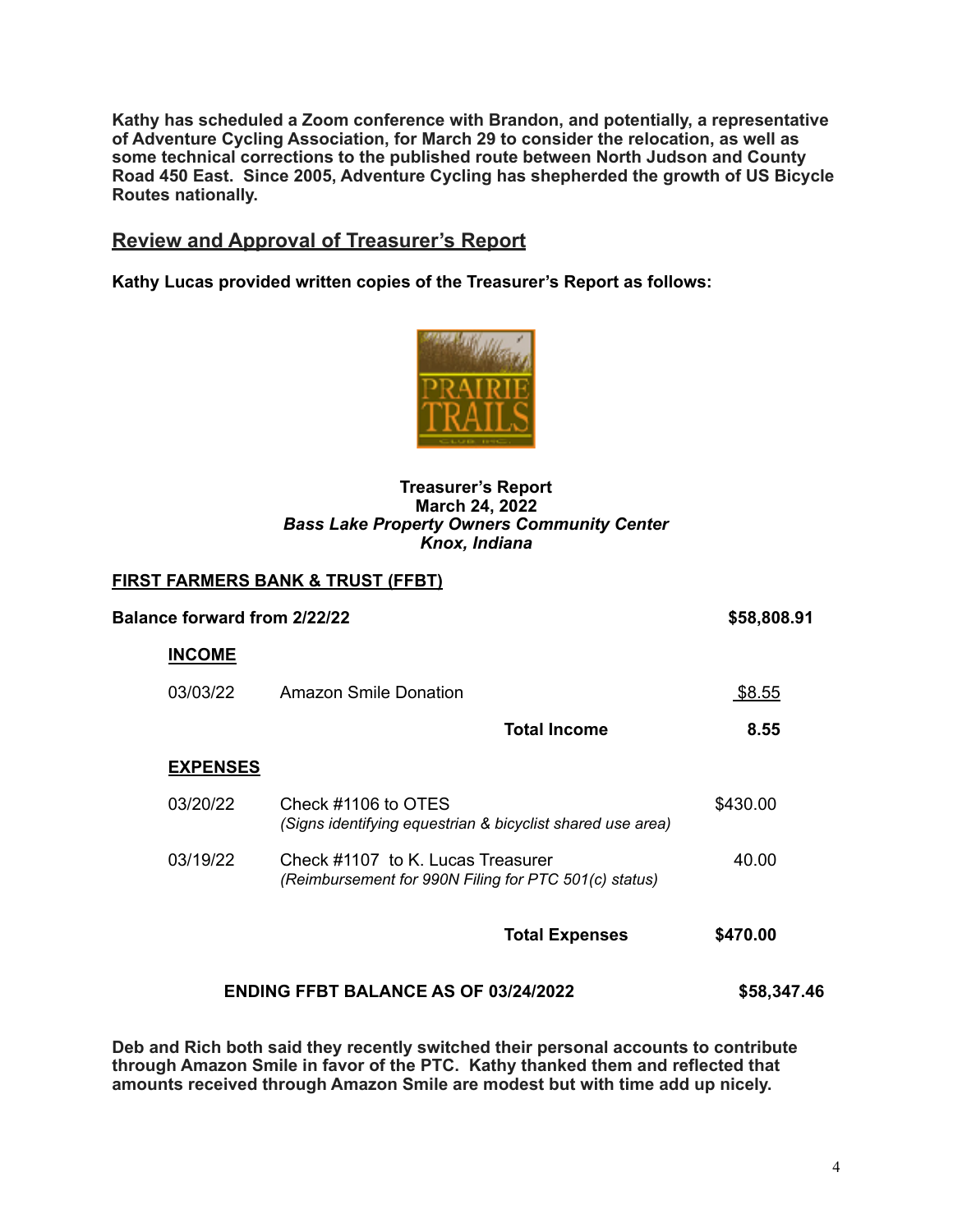**Kathy has scheduled a Zoom conference with Brandon, and potentially, a representative of Adventure Cycling Association, for March 29 to consider the relocation, as well as some technical corrections to the published route between North Judson and County Road 450 East. Since 2005, Adventure Cycling has shepherded the growth of US Bicycle Routes nationally.**

## Review and Approval of Treasurer's Report

**Kathy Lucas provided written copies of the Treasurer's Report as follows:**

**Treasurer's Report**
**March 24, 2022**
***Bass Lake Property Owners Community Center***
***Knox, Indiana***

**FIRST FARMERS BANK & TRUST (FFBT)**

| | | |
|---|---|---|
| **Balance forward from 2/22/22** | | **$58,808.91** |
| **INCOME** | | |
| 03/03/22 | Amazon Smile Donation | $8.55 |
| | **Total Income** | **8.55** |
| **EXPENSES** | | |
| 03/20/22 | Check #1106 to OTES *(Signs identifying equestrian & bicyclist shared use area)* | $430.00 |
| 03/19/22 | Check #1107 to K. Lucas Treasurer *(Reimbursement for 990N Filing for PTC 501(c) status)* | 40.00 |
| | **Total Expenses** | **$470.00** |
| **ENDING FFBT BALANCE AS OF 03/24/2022** | | **$58,347.46** |

**Deb and Rich both said they recently switched their personal accounts to contribute through Amazon Smile in favor of the PTC. Kathy thanked them and reflected that amounts received through Amazon Smile are modest but with time add up nicely.**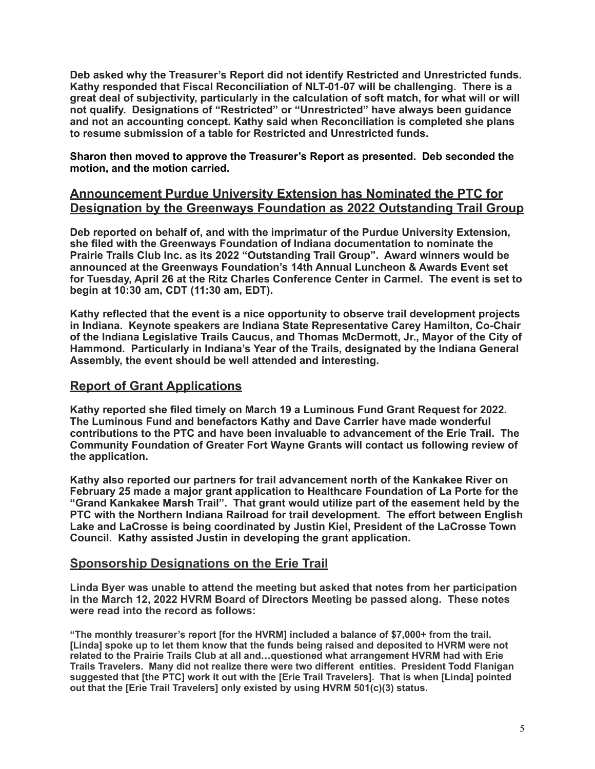**Deb asked why the Treasurer's Report did not identify Restricted and Unrestricted funds. Kathy responded that Fiscal Reconciliation of NLT-01-07 will be challenging. There is a great deal of subjectivity, particularly in the calculation of soft match, for what will or will not qualify. Designations of "Restricted" or "Unrestricted" have always been guidance and not an accounting concept. Kathy said when Reconciliation is completed she plans to resume submission of a table for Restricted and Unrestricted funds.**

**Sharon then moved to approve the Treasurer's Report as presented. Deb seconded the motion, and the motion carried.**

## Announcement Purdue University Extension has Nominated the PTC for Designation by the Greenways Foundation as 2022 Outstanding Trail Group

**Deb reported on behalf of, and with the imprimatur of the Purdue University Extension, she filed with the Greenways Foundation of Indiana documentation to nominate the Prairie Trails Club Inc. as its 2022 "Outstanding Trail Group". Award winners would be announced at the Greenways Foundation's 14th Annual Luncheon & Awards Event set for Tuesday, April 26 at the Ritz Charles Conference Center in Carmel. The event is set to begin at 10:30 am, CDT (11:30 am, EDT).**

**Kathy reflected that the event is a nice opportunity to observe trail development projects in Indiana. Keynote speakers are Indiana State Representative Carey Hamilton, Co-Chair of the Indiana Legislative Trails Caucus, and Thomas McDermott, Jr., Mayor of the City of Hammond. Particularly in Indiana's Year of the Trails, designated by the Indiana General Assembly, the event should be well attended and interesting.**

## Report of Grant Applications

**Kathy reported she filed timely on March 19 a Luminous Fund Grant Request for 2022. The Luminous Fund and benefactors Kathy and Dave Carrier have made wonderful contributions to the PTC and have been invaluable to advancement of the Erie Trail. The Community Foundation of Greater Fort Wayne Grants will contact us following review of the application.**

**Kathy also reported our partners for trail advancement north of the Kankakee River on February 25 made a major grant application to Healthcare Foundation of La Porte for the "Grand Kankakee Marsh Trail". That grant would utilize part of the easement held by the PTC with the Northern Indiana Railroad for trail development. The effort between English Lake and LaCrosse is being coordinated by Justin Kiel, President of the LaCrosse Town Council. Kathy assisted Justin in developing the grant application.**

## Sponsorship Designations on the Erie Trail

**Linda Byer was unable to attend the meeting but asked that notes from her participation in the March 12, 2022 HVRM Board of Directors Meeting be passed along. These notes were read into the record as follows:**

**"The monthly treasurer's report [for the HVRM] included a balance of $7,000+ from the trail. [Linda] spoke up to let them know that the funds being raised and deposited to HVRM were not related to the Prairie Trails Club at all and…questioned what arrangement HVRM had with Erie Trails Travelers. Many did not realize there were two different entities. President Todd Flanigan suggested that [the PTC] work it out with the [Erie Trail Travelers]. That is when [Linda] pointed out that the [Erie Trail Travelers] only existed by using HVRM 501(c)(3) status.**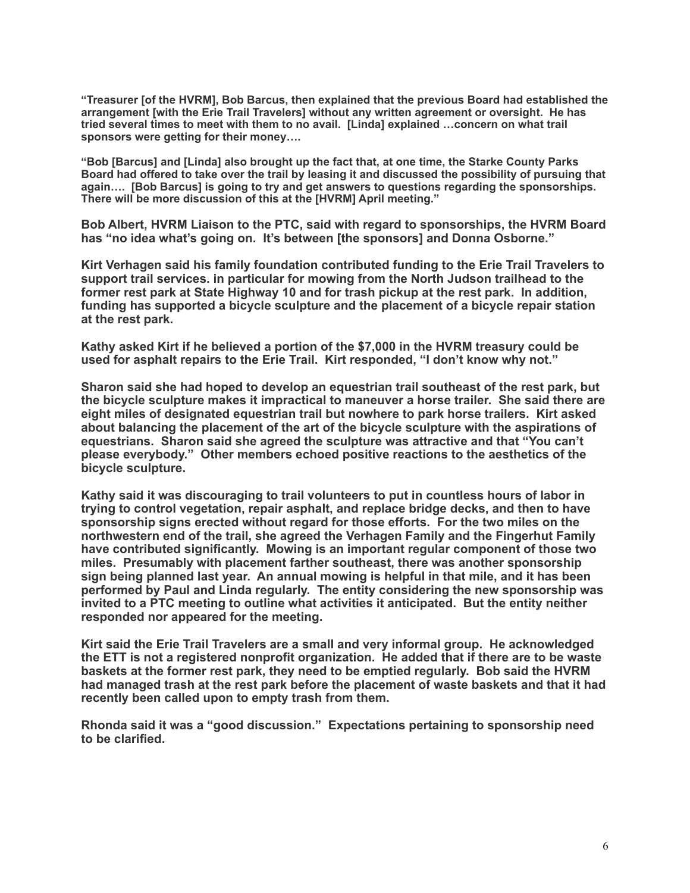**"Treasurer [of the HVRM], Bob Barcus, then explained that the previous Board had established the arrangement [with the Erie Trail Travelers] without any written agreement or oversight. He has tried several times to meet with them to no avail. [Linda] explained …concern on what trail sponsors were getting for their money….**

**"Bob [Barcus] and [Linda] also brought up the fact that, at one time, the Starke County Parks Board had offered to take over the trail by leasing it and discussed the possibility of pursuing that again…. [Bob Barcus] is going to try and get answers to questions regarding the sponsorships. There will be more discussion of this at the [HVRM] April meeting."**

**Bob Albert, HVRM Liaison to the PTC, said with regard to sponsorships, the HVRM Board has "no idea what's going on. It's between [the sponsors] and Donna Osborne."**

**Kirt Verhagen said his family foundation contributed funding to the Erie Trail Travelers to support trail services. in particular for mowing from the North Judson trailhead to the former rest park at State Highway 10 and for trash pickup at the rest park. In addition, funding has supported a bicycle sculpture and the placement of a bicycle repair station at the rest park.**

**Kathy asked Kirt if he believed a portion of the $7,000 in the HVRM treasury could be used for asphalt repairs to the Erie Trail. Kirt responded, "I don't know why not."**

**Sharon said she had hoped to develop an equestrian trail southeast of the rest park, but the bicycle sculpture makes it impractical to maneuver a horse trailer. She said there are eight miles of designated equestrian trail but nowhere to park horse trailers. Kirt asked about balancing the placement of the art of the bicycle sculpture with the aspirations of equestrians. Sharon said she agreed the sculpture was attractive and that "You can't please everybody." Other members echoed positive reactions to the aesthetics of the bicycle sculpture.**

**Kathy said it was discouraging to trail volunteers to put in countless hours of labor in trying to control vegetation, repair asphalt, and replace bridge decks, and then to have sponsorship signs erected without regard for those efforts. For the two miles on the northwestern end of the trail, she agreed the Verhagen Family and the Fingerhut Family have contributed significantly. Mowing is an important regular component of those two miles. Presumably with placement farther southeast, there was another sponsorship sign being planned last year. An annual mowing is helpful in that mile, and it has been performed by Paul and Linda regularly. The entity considering the new sponsorship was invited to a PTC meeting to outline what activities it anticipated. But the entity neither responded nor appeared for the meeting.**

**Kirt said the Erie Trail Travelers are a small and very informal group. He acknowledged the ETT is not a registered nonprofit organization. He added that if there are to be waste baskets at the former rest park, they need to be emptied regularly. Bob said the HVRM had managed trash at the rest park before the placement of waste baskets and that it had recently been called upon to empty trash from them.**

**Rhonda said it was a "good discussion." Expectations pertaining to sponsorship need to be clarified.**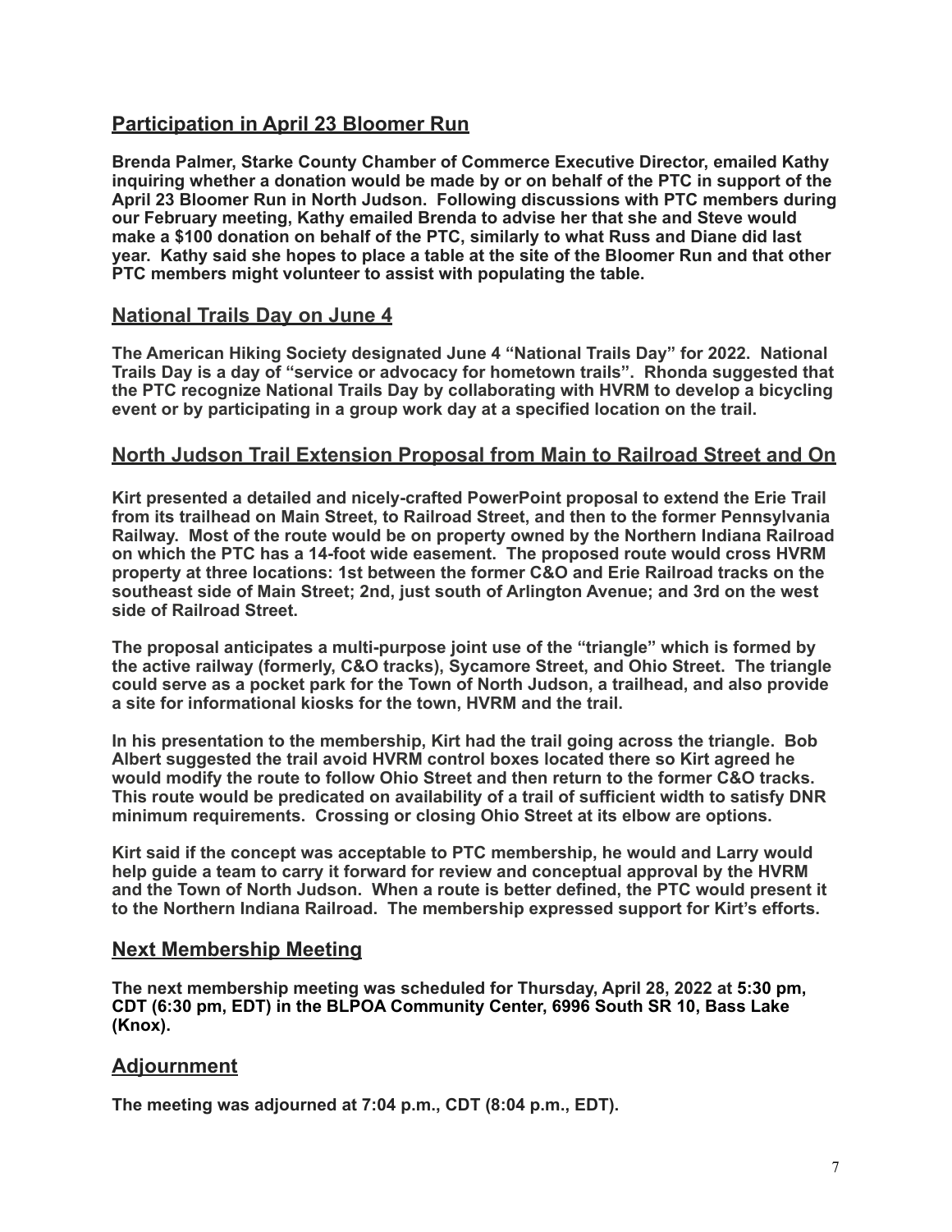## Participation in April 23 Bloomer Run

**Brenda Palmer, Starke County Chamber of Commerce Executive Director, emailed Kathy inquiring whether a donation would be made by or on behalf of the PTC in support of the April 23 Bloomer Run in North Judson. Following discussions with PTC members during our February meeting, Kathy emailed Brenda to advise her that she and Steve would make a $100 donation on behalf of the PTC, similarly to what Russ and Diane did last year. Kathy said she hopes to place a table at the site of the Bloomer Run and that other PTC members might volunteer to assist with populating the table.**

## National Trails Day on June 4

**The American Hiking Society designated June 4 "National Trails Day" for 2022. National Trails Day is a day of "service or advocacy for hometown trails". Rhonda suggested that the PTC recognize National Trails Day by collaborating with HVRM to develop a bicycling event or by participating in a group work day at a specified location on the trail.**

## North Judson Trail Extension Proposal from Main to Railroad Street and On

**Kirt presented a detailed and nicely-crafted PowerPoint proposal to extend the Erie Trail from its trailhead on Main Street, to Railroad Street, and then to the former Pennsylvania Railway. Most of the route would be on property owned by the Northern Indiana Railroad on which the PTC has a 14-foot wide easement. The proposed route would cross HVRM property at three locations: 1st between the former C&O and Erie Railroad tracks on the southeast side of Main Street; 2nd, just south of Arlington Avenue; and 3rd on the west side of Railroad Street.**

**The proposal anticipates a multi-purpose joint use of the "triangle" which is formed by the active railway (formerly, C&O tracks), Sycamore Street, and Ohio Street. The triangle could serve as a pocket park for the Town of North Judson, a trailhead, and also provide a site for informational kiosks for the town, HVRM and the trail.**

**In his presentation to the membership, Kirt had the trail going across the triangle. Bob Albert suggested the trail avoid HVRM control boxes located there so Kirt agreed he would modify the route to follow Ohio Street and then return to the former C&O tracks. This route would be predicated on availability of a trail of sufficient width to satisfy DNR minimum requirements. Crossing or closing Ohio Street at its elbow are options.**

**Kirt said if the concept was acceptable to PTC membership, he would and Larry would help guide a team to carry it forward for review and conceptual approval by the HVRM and the Town of North Judson. When a route is better defined, the PTC would present it to the Northern Indiana Railroad. The membership expressed support for Kirt's efforts.**

## Next Membership Meeting

**The next membership meeting was scheduled for Thursday, April 28, 2022 at 5:30 pm, CDT (6:30 pm, EDT) in the BLPOA Community Center, 6996 South SR 10, Bass Lake (Knox).**

## Adjournment

**The meeting was adjourned at 7:04 p.m., CDT (8:04 p.m., EDT).**